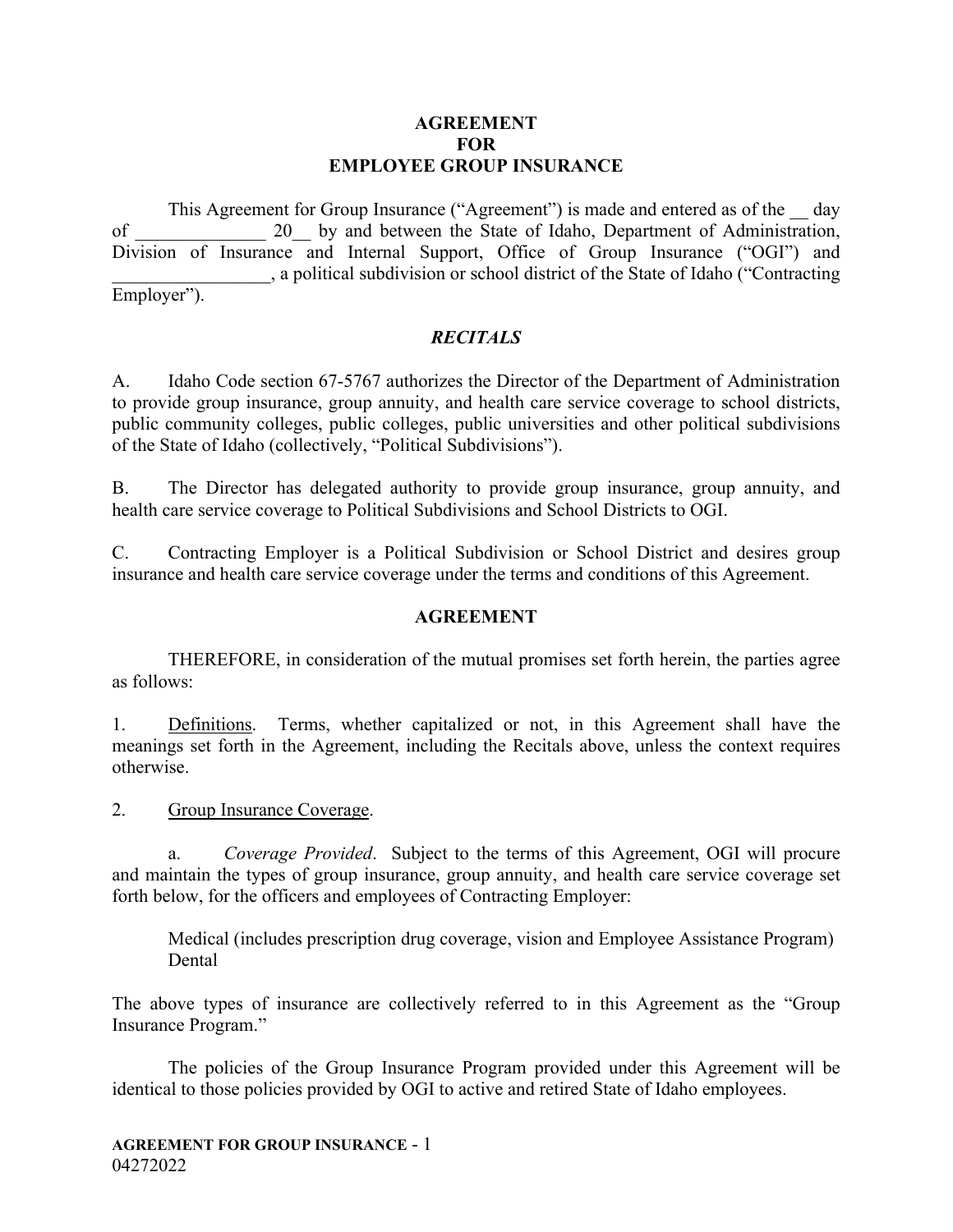# AGREEMENT FOR EMPLOYEE GROUP INSURANCE

This Agreement for Group Insurance ("Agreement") is made and entered as of the __ day of ______________ 20__ by and between the State of Idaho, Department of Administration, Division of Insurance and Internal Support, Office of Group Insurance ("OGI") and _________________, a political subdivision or school district of the State of Idaho ("Contracting Employer").

## *RECITALS*

A. Idaho Code section 67-5767 authorizes the Director of the Department of Administration to provide group insurance, group annuity, and health care service coverage to school districts, public community colleges, public colleges, public universities and other political subdivisions of the State of Idaho (collectively, "Political Subdivisions").

B. The Director has delegated authority to provide group insurance, group annuity, and health care service coverage to Political Subdivisions and School Districts to OGI.

C. Contracting Employer is a Political Subdivision or School District and desires group insurance and health care service coverage under the terms and conditions of this Agreement.

## AGREEMENT

THEREFORE, in consideration of the mutual promises set forth herein, the parties agree as follows:

1. Definitions. Terms, whether capitalized or not, in this Agreement shall have the meanings set forth in the Agreement, including the Recitals above, unless the context requires otherwise.

2. Group Insurance Coverage.

a. *Coverage Provided*. Subject to the terms of this Agreement, OGI will procure and maintain the types of group insurance, group annuity, and health care service coverage set forth below, for the officers and employees of Contracting Employer:

Medical (includes prescription drug coverage, vision and Employee Assistance Program)
Dental

The above types of insurance are collectively referred to in this Agreement as the "Group Insurance Program."

The policies of the Group Insurance Program provided under this Agreement will be identical to those policies provided by OGI to active and retired State of Idaho employees.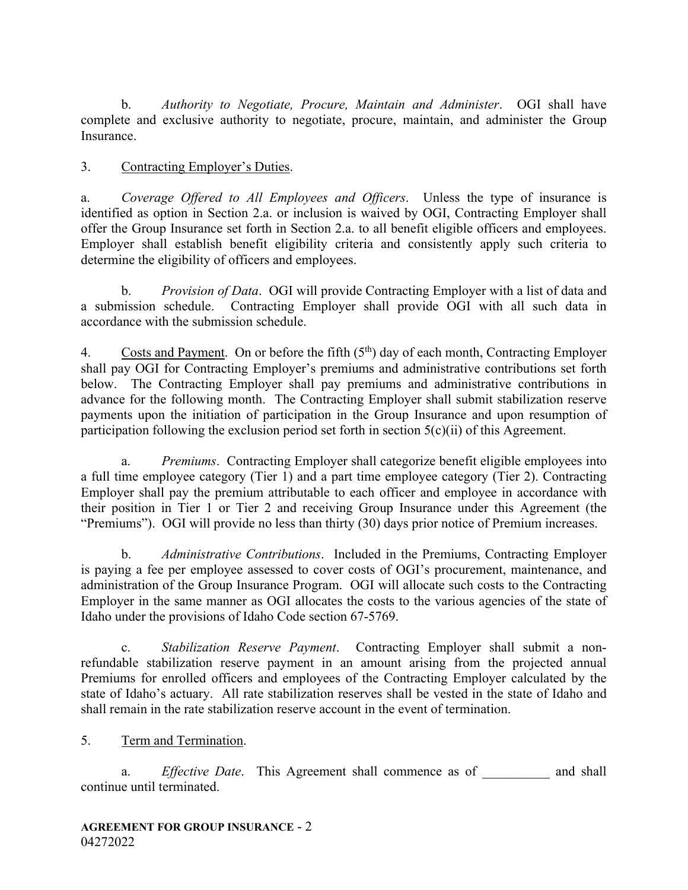b. *Authority to Negotiate, Procure, Maintain and Administer*. OGI shall have complete and exclusive authority to negotiate, procure, maintain, and administer the Group Insurance.

3. Contracting Employer's Duties.

a. *Coverage Offered to All Employees and Officers*. Unless the type of insurance is identified as option in Section 2.a. or inclusion is waived by OGI, Contracting Employer shall offer the Group Insurance set forth in Section 2.a. to all benefit eligible officers and employees. Employer shall establish benefit eligibility criteria and consistently apply such criteria to determine the eligibility of officers and employees.

b. *Provision of Data*. OGI will provide Contracting Employer with a list of data and a submission schedule. Contracting Employer shall provide OGI with all such data in accordance with the submission schedule.

4. Costs and Payment. On or before the fifth (5th) day of each month, Contracting Employer shall pay OGI for Contracting Employer's premiums and administrative contributions set forth below. The Contracting Employer shall pay premiums and administrative contributions in advance for the following month. The Contracting Employer shall submit stabilization reserve payments upon the initiation of participation in the Group Insurance and upon resumption of participation following the exclusion period set forth in section 5(c)(ii) of this Agreement.

a. *Premiums*. Contracting Employer shall categorize benefit eligible employees into a full time employee category (Tier 1) and a part time employee category (Tier 2). Contracting Employer shall pay the premium attributable to each officer and employee in accordance with their position in Tier 1 or Tier 2 and receiving Group Insurance under this Agreement (the "Premiums"). OGI will provide no less than thirty (30) days prior notice of Premium increases.

b. *Administrative Contributions*. Included in the Premiums, Contracting Employer is paying a fee per employee assessed to cover costs of OGI's procurement, maintenance, and administration of the Group Insurance Program. OGI will allocate such costs to the Contracting Employer in the same manner as OGI allocates the costs to the various agencies of the state of Idaho under the provisions of Idaho Code section 67-5769.

c. *Stabilization Reserve Payment*. Contracting Employer shall submit a non-refundable stabilization reserve payment in an amount arising from the projected annual Premiums for enrolled officers and employees of the Contracting Employer calculated by the state of Idaho's actuary. All rate stabilization reserves shall be vested in the state of Idaho and shall remain in the rate stabilization reserve account in the event of termination.

5. Term and Termination.

a. *Effective Date*. This Agreement shall commence as of __________ and shall continue until terminated.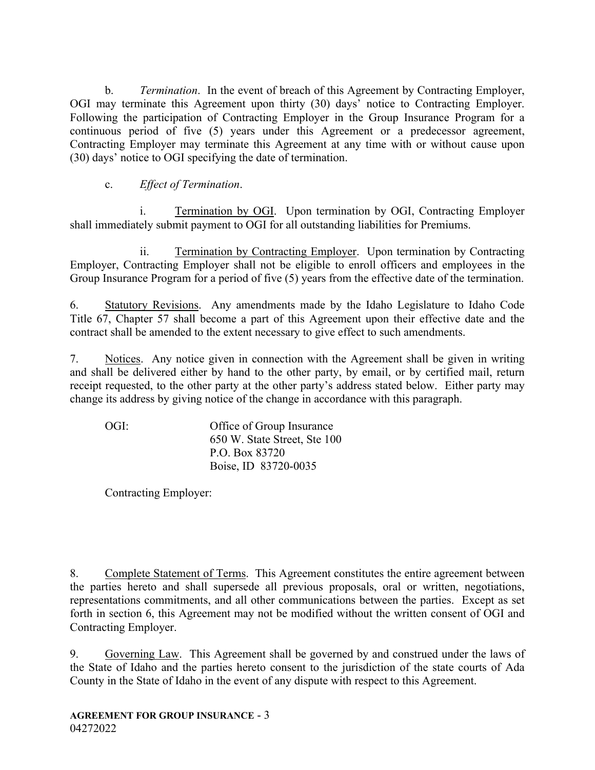b. *Termination*. In the event of breach of this Agreement by Contracting Employer, OGI may terminate this Agreement upon thirty (30) days' notice to Contracting Employer. Following the participation of Contracting Employer in the Group Insurance Program for a continuous period of five (5) years under this Agreement or a predecessor agreement, Contracting Employer may terminate this Agreement at any time with or without cause upon (30) days' notice to OGI specifying the date of termination.

c. *Effect of Termination*.

i. Termination by OGI. Upon termination by OGI, Contracting Employer shall immediately submit payment to OGI for all outstanding liabilities for Premiums.

ii. Termination by Contracting Employer. Upon termination by Contracting Employer, Contracting Employer shall not be eligible to enroll officers and employees in the Group Insurance Program for a period of five (5) years from the effective date of the termination.

6. Statutory Revisions. Any amendments made by the Idaho Legislature to Idaho Code Title 67, Chapter 57 shall become a part of this Agreement upon their effective date and the contract shall be amended to the extent necessary to give effect to such amendments.

7. Notices. Any notice given in connection with the Agreement shall be given in writing and shall be delivered either by hand to the other party, by email, or by certified mail, return receipt requested, to the other party at the other party's address stated below. Either party may change its address by giving notice of the change in accordance with this paragraph.

OGI: Office of Group Insurance
650 W. State Street, Ste 100
P.O. Box 83720
Boise, ID 83720-0035

Contracting Employer:

8. Complete Statement of Terms. This Agreement constitutes the entire agreement between the parties hereto and shall supersede all previous proposals, oral or written, negotiations, representations commitments, and all other communications between the parties. Except as set forth in section 6, this Agreement may not be modified without the written consent of OGI and Contracting Employer.

9. Governing Law. This Agreement shall be governed by and construed under the laws of the State of Idaho and the parties hereto consent to the jurisdiction of the state courts of Ada County in the State of Idaho in the event of any dispute with respect to this Agreement.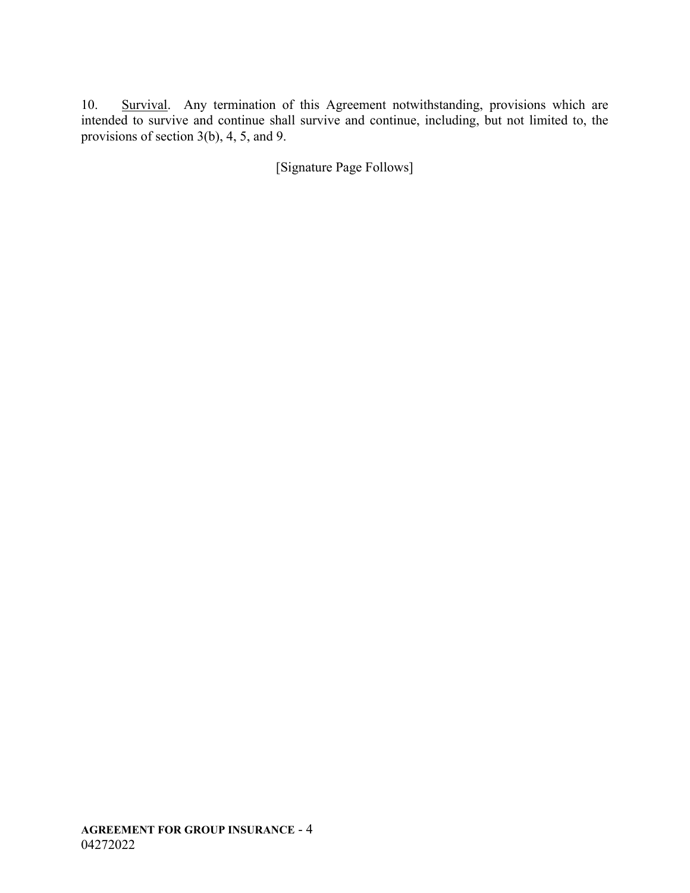10. Survival. Any termination of this Agreement notwithstanding, provisions which are intended to survive and continue shall survive and continue, including, but not limited to, the provisions of section 3(b), 4, 5, and 9.

[Signature Page Follows]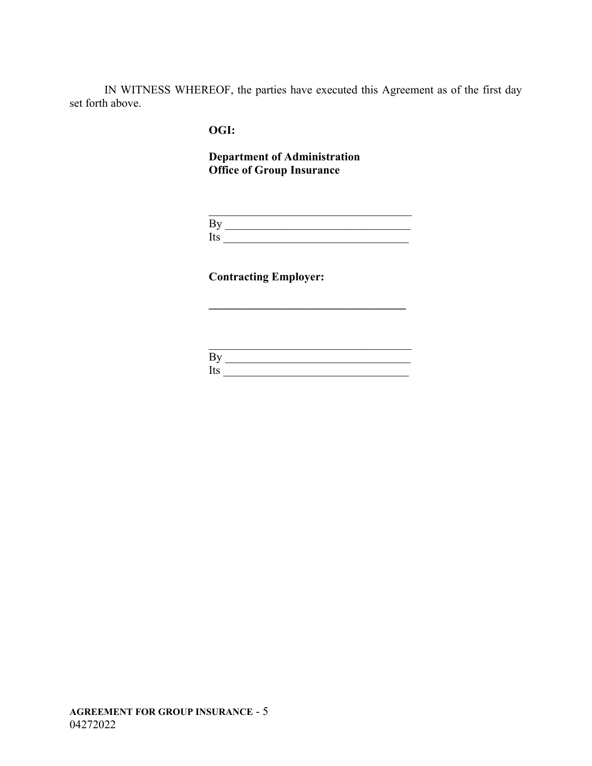IN WITNESS WHEREOF, the parties have executed this Agreement as of the first day set forth above.

**OGI:**

**Department of Administration**
**Office of Group Insurance**

\_\_\_\_\_\_\_\_\_\_\_\_\_\_\_\_\_\_\_\_\_\_\_\_\_\_\_\_\_\_\_\_\_\_\_\_
By \_\_\_\_\_\_\_\_\_\_\_\_\_\_\_\_\_\_\_\_\_\_\_\_\_\_\_\_\_\_\_\_\_
Its \_\_\_\_\_\_\_\_\_\_\_\_\_\_\_\_\_\_\_\_\_\_\_\_\_\_\_\_\_\_\_\_\_

**Contracting Employer:**

\_\_\_\_\_\_\_\_\_\_\_\_\_\_\_\_\_\_\_\_\_\_\_\_\_\_\_\_\_\_\_\_\_\_\_\_

\_\_\_\_\_\_\_\_\_\_\_\_\_\_\_\_\_\_\_\_\_\_\_\_\_\_\_\_\_\_\_\_\_\_\_\_
By \_\_\_\_\_\_\_\_\_\_\_\_\_\_\_\_\_\_\_\_\_\_\_\_\_\_\_\_\_\_\_\_\_
Its \_\_\_\_\_\_\_\_\_\_\_\_\_\_\_\_\_\_\_\_\_\_\_\_\_\_\_\_\_\_\_\_\_